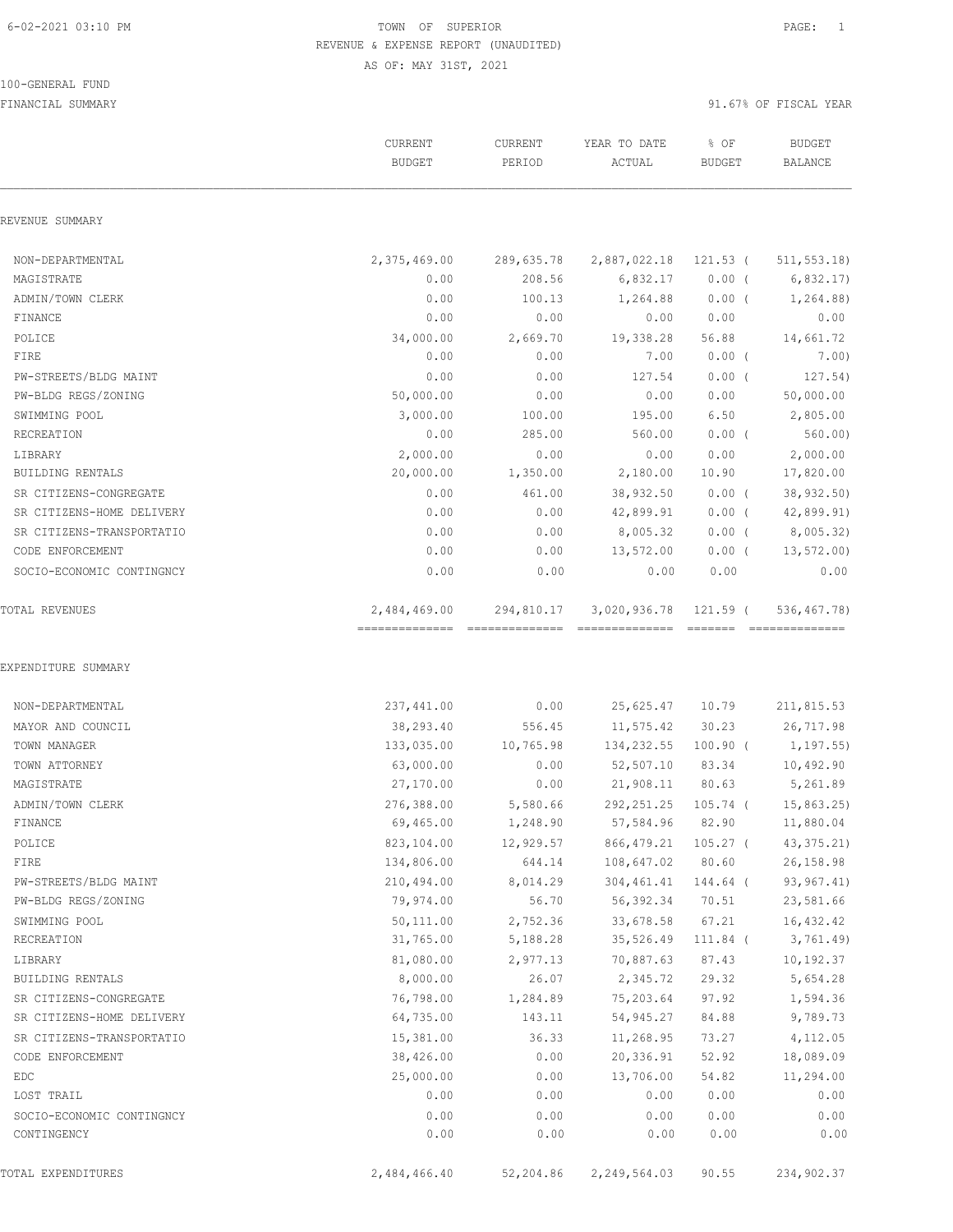6-02-2021 03:10 PM TOWN OF SUPERIOR

REVENUE & EXPENSE REPORT (UNAUDITED)

AS OF: MAY 31ST, 2021

100-GENERAL FUND

FINANCIAL SUMMARY 91.67% OF FISCAL YEAR

| | CURRENT BUDGET | CURRENT PERIOD | YEAR TO DATE ACTUAL | % OF BUDGET | BUDGET BALANCE |
|---|---|---|---|---|---|
| REVENUE SUMMARY | | | | | |
| NON-DEPARTMENTAL | 2,375,469.00 | 289,635.78 | 2,887,022.18 | 121.53 ( | 511,553.18) |
| MAGISTRATE | 0.00 | 208.56 | 6,832.17 | 0.00 ( | 6,832.17) |
| ADMIN/TOWN CLERK | 0.00 | 100.13 | 1,264.88 | 0.00 ( | 1,264.88) |
| FINANCE | 0.00 | 0.00 | 0.00 | 0.00 | 0.00 |
| POLICE | 34,000.00 | 2,669.70 | 19,338.28 | 56.88 | 14,661.72 |
| FIRE | 0.00 | 0.00 | 7.00 | 0.00 ( | 7.00) |
| PW-STREETS/BLDG MAINT | 0.00 | 0.00 | 127.54 | 0.00 ( | 127.54) |
| PW-BLDG REGS/ZONING | 50,000.00 | 0.00 | 0.00 | 0.00 | 50,000.00 |
| SWIMMING POOL | 3,000.00 | 100.00 | 195.00 | 6.50 | 2,805.00 |
| RECREATION | 0.00 | 285.00 | 560.00 | 0.00 ( | 560.00) |
| LIBRARY | 2,000.00 | 0.00 | 0.00 | 0.00 | 2,000.00 |
| BUILDING RENTALS | 20,000.00 | 1,350.00 | 2,180.00 | 10.90 | 17,820.00 |
| SR CITIZENS-CONGREGATE | 0.00 | 461.00 | 38,932.50 | 0.00 ( | 38,932.50) |
| SR CITIZENS-HOME DELIVERY | 0.00 | 0.00 | 42,899.91 | 0.00 ( | 42,899.91) |
| SR CITIZENS-TRANSPORTATIO | 0.00 | 0.00 | 8,005.32 | 0.00 ( | 8,005.32) |
| CODE ENFORCEMENT | 0.00 | 0.00 | 13,572.00 | 0.00 ( | 13,572.00) |
| SOCIO-ECONOMIC CONTINGNCY | 0.00 | 0.00 | 0.00 | 0.00 | 0.00 |
| TOTAL REVENUES | 2,484,469.00 | 294,810.17 | 3,020,936.78 | 121.59 ( | 536,467.78) |
| EXPENDITURE SUMMARY | | | | | |
| NON-DEPARTMENTAL | 237,441.00 | 0.00 | 25,625.47 | 10.79 | 211,815.53 |
| MAYOR AND COUNCIL | 38,293.40 | 556.45 | 11,575.42 | 30.23 | 26,717.98 |
| TOWN MANAGER | 133,035.00 | 10,765.98 | 134,232.55 | 100.90 ( | 1,197.55) |
| TOWN ATTORNEY | 63,000.00 | 0.00 | 52,507.10 | 83.34 | 10,492.90 |
| MAGISTRATE | 27,170.00 | 0.00 | 21,908.11 | 80.63 | 5,261.89 |
| ADMIN/TOWN CLERK | 276,388.00 | 5,580.66 | 292,251.25 | 105.74 ( | 15,863.25) |
| FINANCE | 69,465.00 | 1,248.90 | 57,584.96 | 82.90 | 11,880.04 |
| POLICE | 823,104.00 | 12,929.57 | 866,479.21 | 105.27 ( | 43,375.21) |
| FIRE | 134,806.00 | 644.14 | 108,647.02 | 80.60 | 26,158.98 |
| PW-STREETS/BLDG MAINT | 210,494.00 | 8,014.29 | 304,461.41 | 144.64 ( | 93,967.41) |
| PW-BLDG REGS/ZONING | 79,974.00 | 56.70 | 56,392.34 | 70.51 | 23,581.66 |
| SWIMMING POOL | 50,111.00 | 2,752.36 | 33,678.58 | 67.21 | 16,432.42 |
| RECREATION | 31,765.00 | 5,188.28 | 35,526.49 | 111.84 ( | 3,761.49) |
| LIBRARY | 81,080.00 | 2,977.13 | 70,887.63 | 87.43 | 10,192.37 |
| BUILDING RENTALS | 8,000.00 | 26.07 | 2,345.72 | 29.32 | 5,654.28 |
| SR CITIZENS-CONGREGATE | 76,798.00 | 1,284.89 | 75,203.64 | 97.92 | 1,594.36 |
| SR CITIZENS-HOME DELIVERY | 64,735.00 | 143.11 | 54,945.27 | 84.88 | 9,789.73 |
| SR CITIZENS-TRANSPORTATIO | 15,381.00 | 36.33 | 11,268.95 | 73.27 | 4,112.05 |
| CODE ENFORCEMENT | 38,426.00 | 0.00 | 20,336.91 | 52.92 | 18,089.09 |
| EDC | 25,000.00 | 0.00 | 13,706.00 | 54.82 | 11,294.00 |
| LOST TRAIL | 0.00 | 0.00 | 0.00 | 0.00 | 0.00 |
| SOCIO-ECONOMIC CONTINGNCY | 0.00 | 0.00 | 0.00 | 0.00 | 0.00 |
| CONTINGENCY | 0.00 | 0.00 | 0.00 | 0.00 | 0.00 |
| TOTAL EXPENDITURES | 2,484,466.40 | 52,204.86 | 2,249,564.03 | 90.55 | 234,902.37 |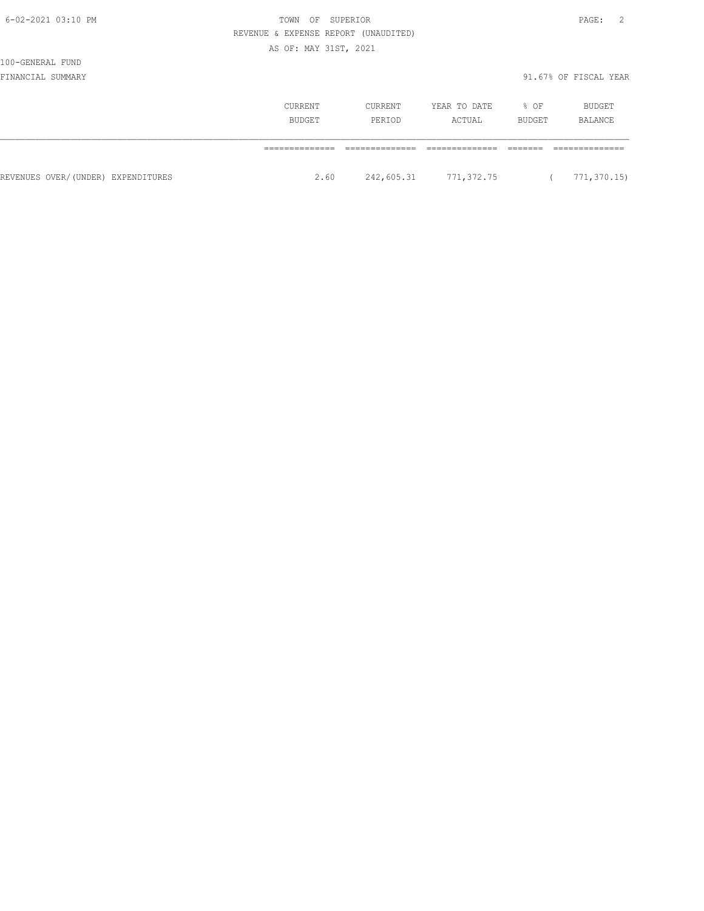TOWN OF SUPERIOR

REVENUE & EXPENSE REPORT (UNAUDITED)

AS OF: MAY 31ST, 2021

100-GENERAL FUND

FINANCIAL SUMMARY

91.67% OF FISCAL YEAR

| | CURRENT BUDGET | CURRENT PERIOD | YEAR TO DATE ACTUAL | % OF BUDGET | BUDGET BALANCE |
|---|---|---|---|---|---|
| REVENUES OVER/(UNDER) EXPENDITURES | 2.60 | 242,605.31 | 771,372.75 | | ( 771,370.15) |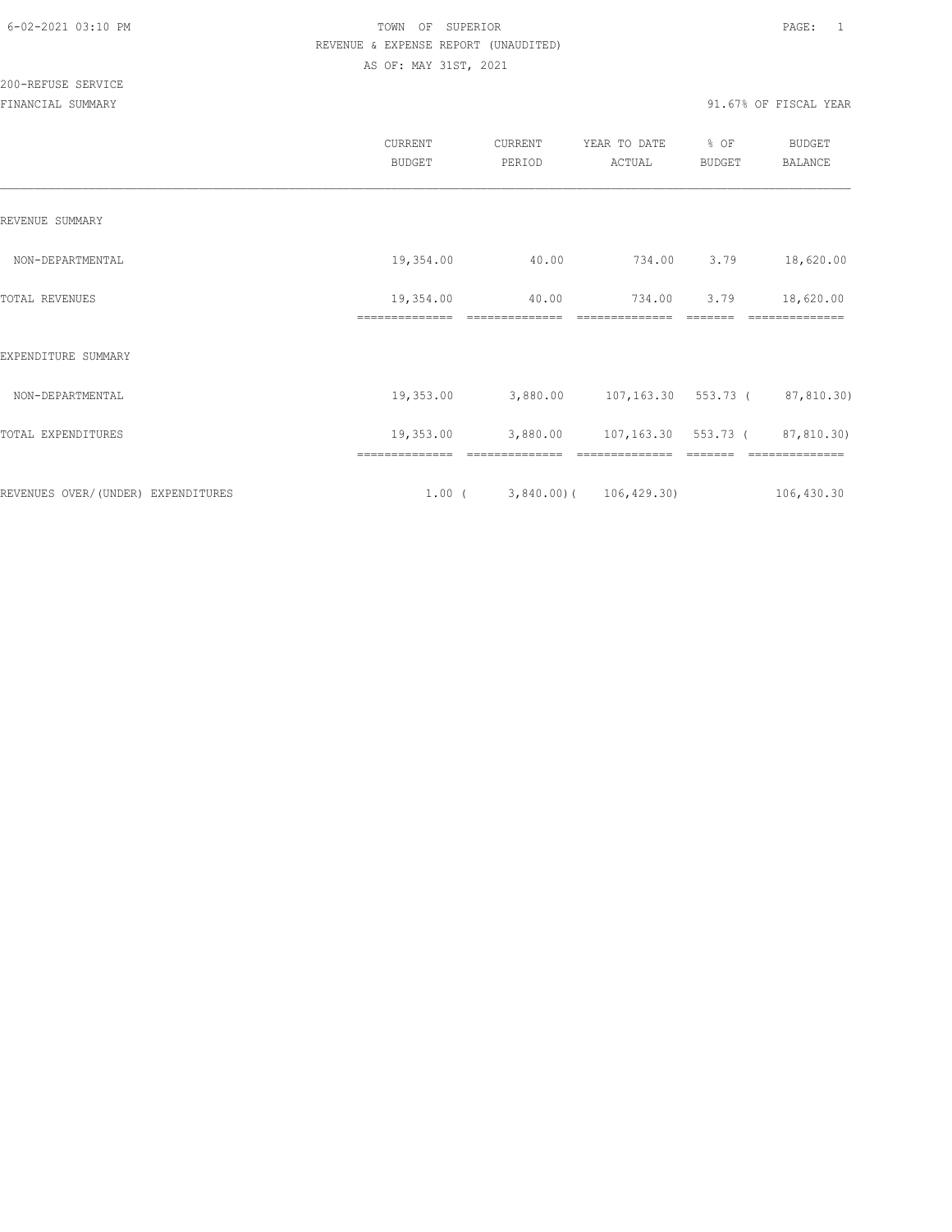TOWN OF SUPERIOR
REVENUE & EXPENSE REPORT (UNAUDITED)
AS OF: MAY 31ST, 2021

200-REFUSE SERVICE
FINANCIAL SUMMARY

91.67% OF FISCAL YEAR

| | CURRENT BUDGET | CURRENT PERIOD | YEAR TO DATE ACTUAL | % OF BUDGET | BUDGET BALANCE |
|---|---|---|---|---|---|
| REVENUE SUMMARY | | | | | |
| NON-DEPARTMENTAL | 19,354.00 | 40.00 | 734.00 | 3.79 | 18,620.00 |
| TOTAL REVENUES | 19,354.00 | 40.00 | 734.00 | 3.79 | 18,620.00 |
| EXPENDITURE SUMMARY | | | | | |
| NON-DEPARTMENTAL | 19,353.00 | 3,880.00 | 107,163.30 | 553.73 | ( 87,810.30) |
| TOTAL EXPENDITURES | 19,353.00 | 3,880.00 | 107,163.30 | 553.73 | ( 87,810.30) |
| REVENUES OVER/(UNDER) EXPENDITURES | 1.00 | ( 3,840.00) | ( 106,429.30) | | 106,430.30 |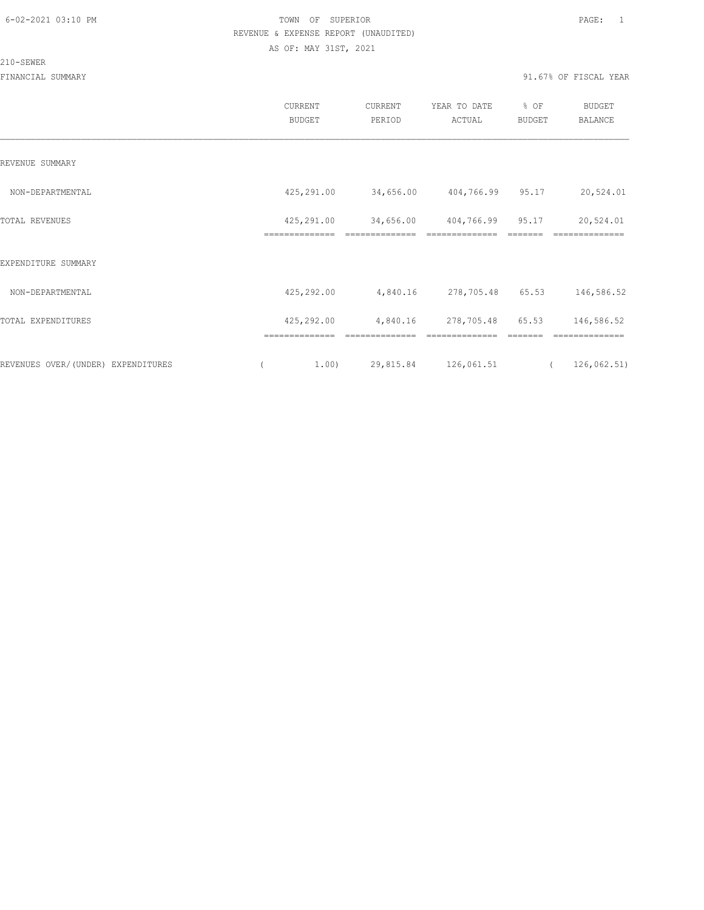6-02-2021 03:10 PM

# TOWN OF SUPERIOR

REVENUE & EXPENSE REPORT (UNAUDITED)

AS OF: MAY 31ST, 2021

210-SEWER

FINANCIAL SUMMARY

91.67% OF FISCAL YEAR

| | CURRENT BUDGET | CURRENT PERIOD | YEAR TO DATE ACTUAL | % OF BUDGET | BUDGET BALANCE |
|---|---|---|---|---|---|
| REVENUE SUMMARY | | | | | |
| NON-DEPARTMENTAL | 425,291.00 | 34,656.00 | 404,766.99 | 95.17 | 20,524.01 |
| TOTAL REVENUES | 425,291.00 | 34,656.00 | 404,766.99 | 95.17 | 20,524.01 |
| EXPENDITURE SUMMARY | | | | | |
| NON-DEPARTMENTAL | 425,292.00 | 4,840.16 | 278,705.48 | 65.53 | 146,586.52 |
| TOTAL EXPENDITURES | 425,292.00 | 4,840.16 | 278,705.48 | 65.53 | 146,586.52 |
| REVENUES OVER/(UNDER) EXPENDITURES | ( 1.00) | 29,815.84 | 126,061.51 | | ( 126,062.51) |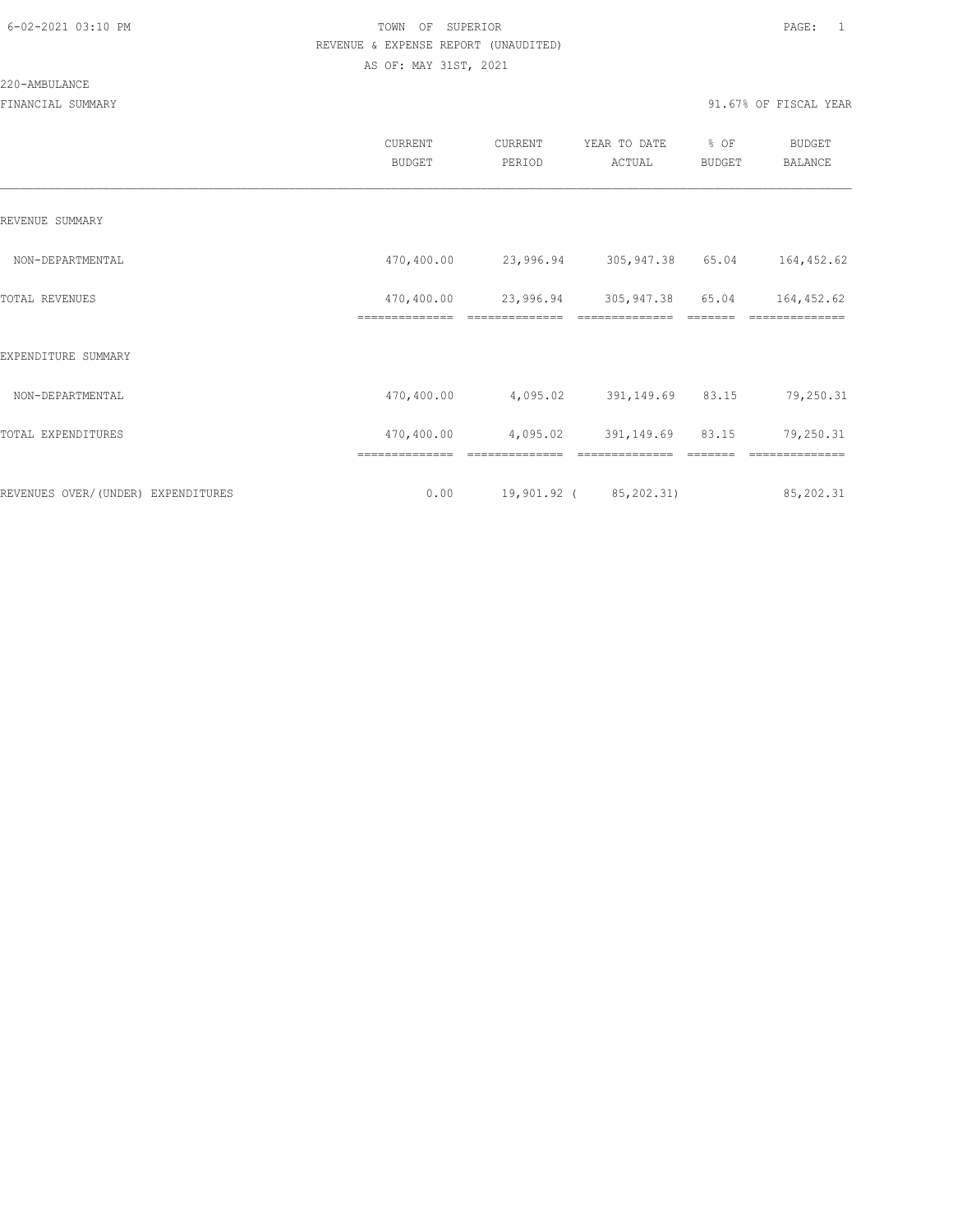6-02-2021 03:10 PM TOWN OF SUPERIOR PAGE: 1

REVENUE & EXPENSE REPORT (UNAUDITED)

AS OF: MAY 31ST, 2021

220-AMBULANCE

FINANCIAL SUMMARY 91.67% OF FISCAL YEAR

| | CURRENT BUDGET | CURRENT PERIOD | YEAR TO DATE ACTUAL | % OF BUDGET | BUDGET BALANCE |
|---|---|---|---|---|---|
| REVENUE SUMMARY | | | | | |
| NON-DEPARTMENTAL | 470,400.00 | 23,996.94 | 305,947.38 | 65.04 | 164,452.62 |
| TOTAL REVENUES | 470,400.00 | 23,996.94 | 305,947.38 | 65.04 | 164,452.62 |
| EXPENDITURE SUMMARY | | | | | |
| NON-DEPARTMENTAL | 470,400.00 | 4,095.02 | 391,149.69 | 83.15 | 79,250.31 |
| TOTAL EXPENDITURES | 470,400.00 | 4,095.02 | 391,149.69 | 83.15 | 79,250.31 |
| REVENUES OVER/(UNDER) EXPENDITURES | 0.00 | 19,901.92 | ( 85,202.31) | | 85,202.31 |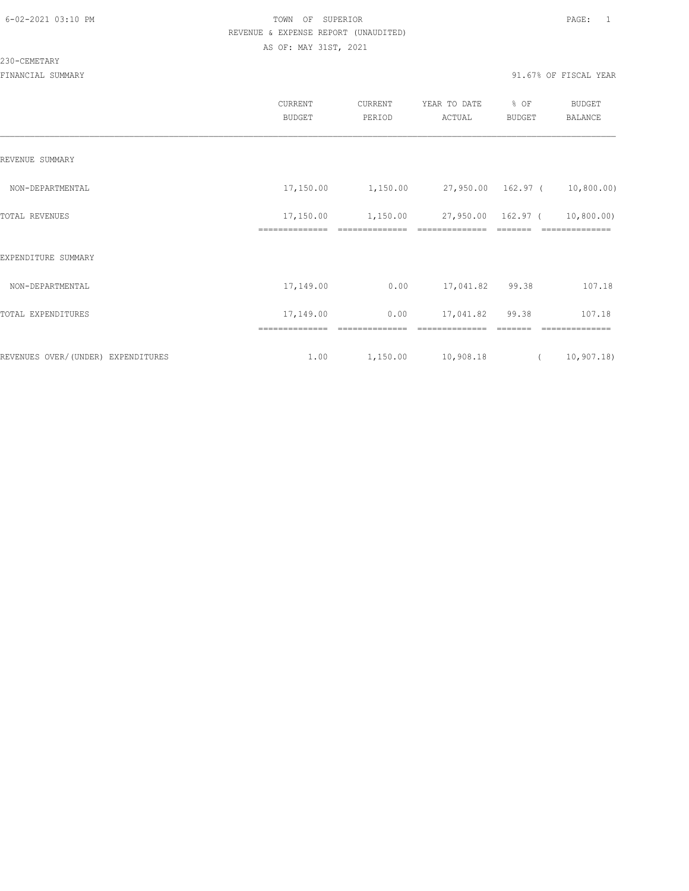6-02-2021 03:10 PM TOWN OF SUPERIOR

REVENUE & EXPENSE REPORT (UNAUDITED)

AS OF: MAY 31ST, 2021

230-CEMETARY

FINANCIAL SUMMARY 91.67% OF FISCAL YEAR

| | CURRENT BUDGET | CURRENT PERIOD | YEAR TO DATE ACTUAL | % OF BUDGET | BUDGET BALANCE |
|---|---|---|---|---|---|
| REVENUE SUMMARY | | | | | |
| NON-DEPARTMENTAL | 17,150.00 | 1,150.00 | 27,950.00 | 162.97 | ( 10,800.00) |
| TOTAL REVENUES | 17,150.00 | 1,150.00 | 27,950.00 | 162.97 | ( 10,800.00) |
| EXPENDITURE SUMMARY | | | | | |
| NON-DEPARTMENTAL | 17,149.00 | 0.00 | 17,041.82 | 99.38 | 107.18 |
| TOTAL EXPENDITURES | 17,149.00 | 0.00 | 17,041.82 | 99.38 | 107.18 |
| REVENUES OVER/(UNDER) EXPENDITURES | 1.00 | 1,150.00 | 10,908.18 | | ( 10,907.18) |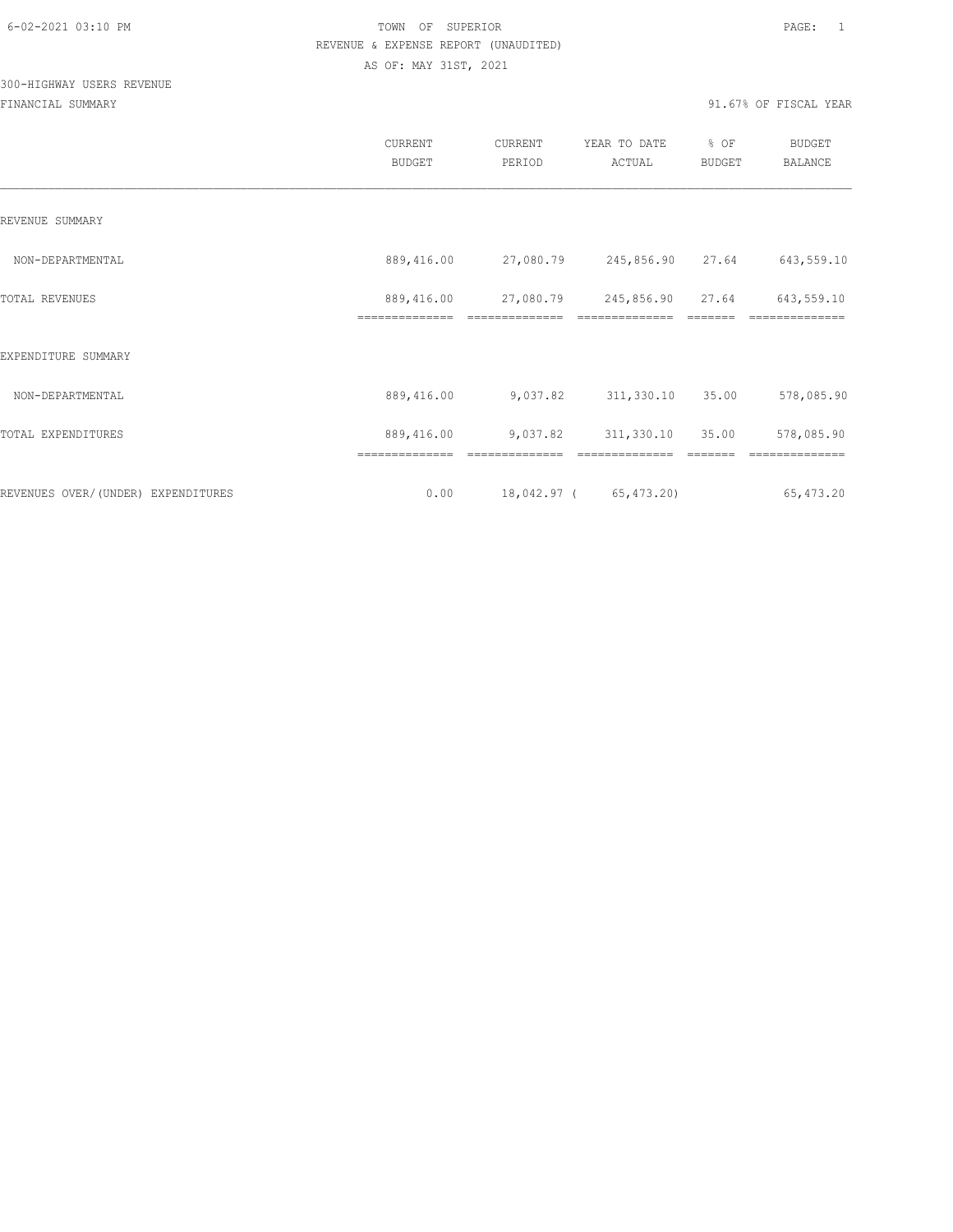TOWN OF SUPERIOR
REVENUE & EXPENSE REPORT (UNAUDITED)
AS OF: MAY 31ST, 2021

300-HIGHWAY USERS REVENUE
FINANCIAL SUMMARY

91.67% OF FISCAL YEAR

| | CURRENT BUDGET | CURRENT PERIOD | YEAR TO DATE ACTUAL | % OF BUDGET | BUDGET BALANCE |
|---|---|---|---|---|---|
| REVENUE SUMMARY | | | | | |
| NON-DEPARTMENTAL | 889,416.00 | 27,080.79 | 245,856.90 | 27.64 | 643,559.10 |
| TOTAL REVENUES | 889,416.00 | 27,080.79 | 245,856.90 | 27.64 | 643,559.10 |
| EXPENDITURE SUMMARY | | | | | |
| NON-DEPARTMENTAL | 889,416.00 | 9,037.82 | 311,330.10 | 35.00 | 578,085.90 |
| TOTAL EXPENDITURES | 889,416.00 | 9,037.82 | 311,330.10 | 35.00 | 578,085.90 |
| REVENUES OVER/(UNDER) EXPENDITURES | 0.00 | 18,042.97 | ( 65,473.20) | | 65,473.20 |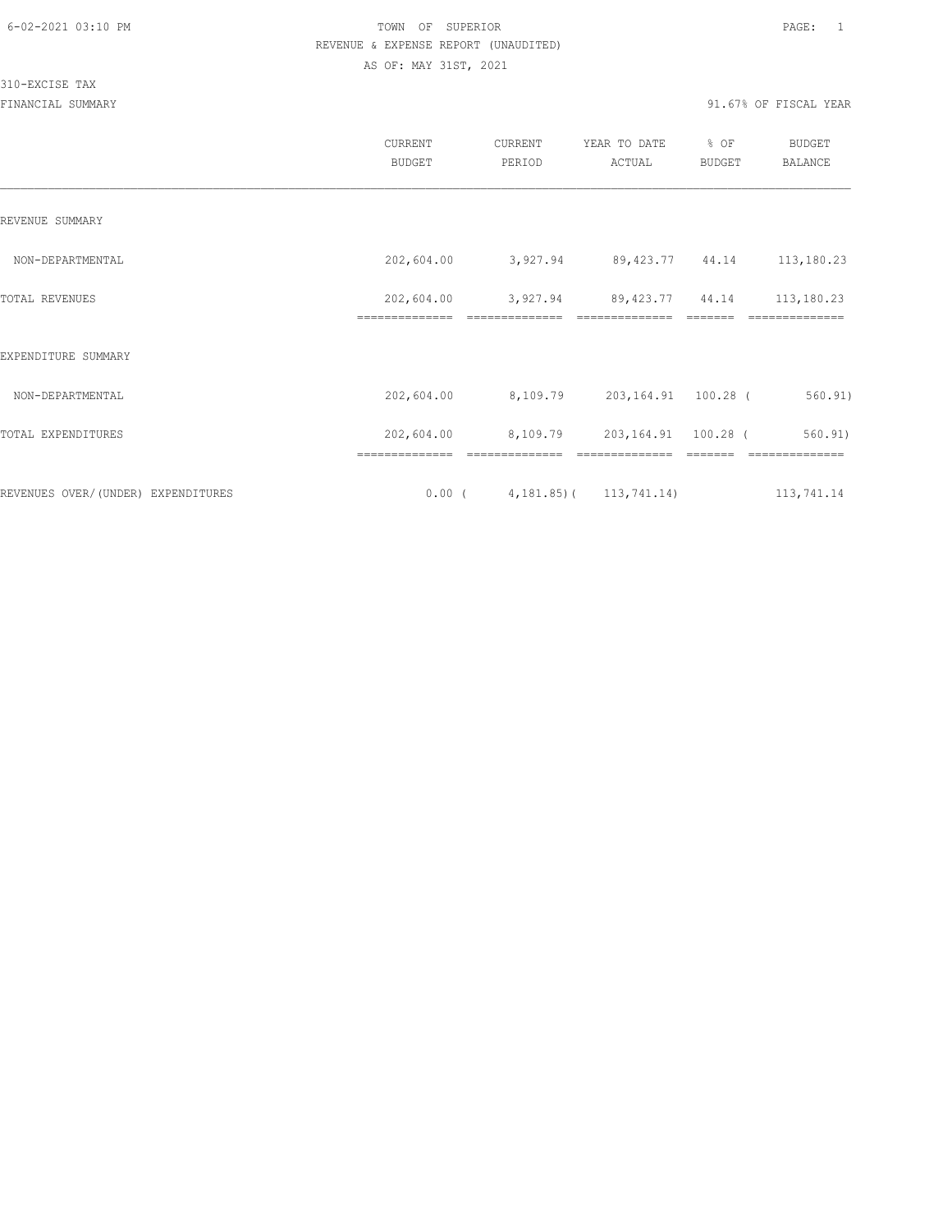TOWN OF SUPERIOR
REVENUE & EXPENSE REPORT (UNAUDITED)
AS OF: MAY 31ST, 2021

310-EXCISE TAX

FINANCIAL SUMMARY — 91.67% OF FISCAL YEAR

| | CURRENT BUDGET | CURRENT PERIOD | YEAR TO DATE ACTUAL | % OF BUDGET | BUDGET BALANCE |
|---|---|---|---|---|---|
| REVENUE SUMMARY | | | | | |
| NON-DEPARTMENTAL | 202,604.00 | 3,927.94 | 89,423.77 | 44.14 | 113,180.23 |
| TOTAL REVENUES | 202,604.00 | 3,927.94 | 89,423.77 | 44.14 | 113,180.23 |
| EXPENDITURE SUMMARY | | | | | |
| NON-DEPARTMENTAL | 202,604.00 | 8,109.79 | 203,164.91 | 100.28 | ( 560.91) |
| TOTAL EXPENDITURES | 202,604.00 | 8,109.79 | 203,164.91 | 100.28 | ( 560.91) |
| REVENUES OVER/(UNDER) EXPENDITURES | 0.00 | ( 4,181.85) | ( 113,741.14) | | 113,741.14 |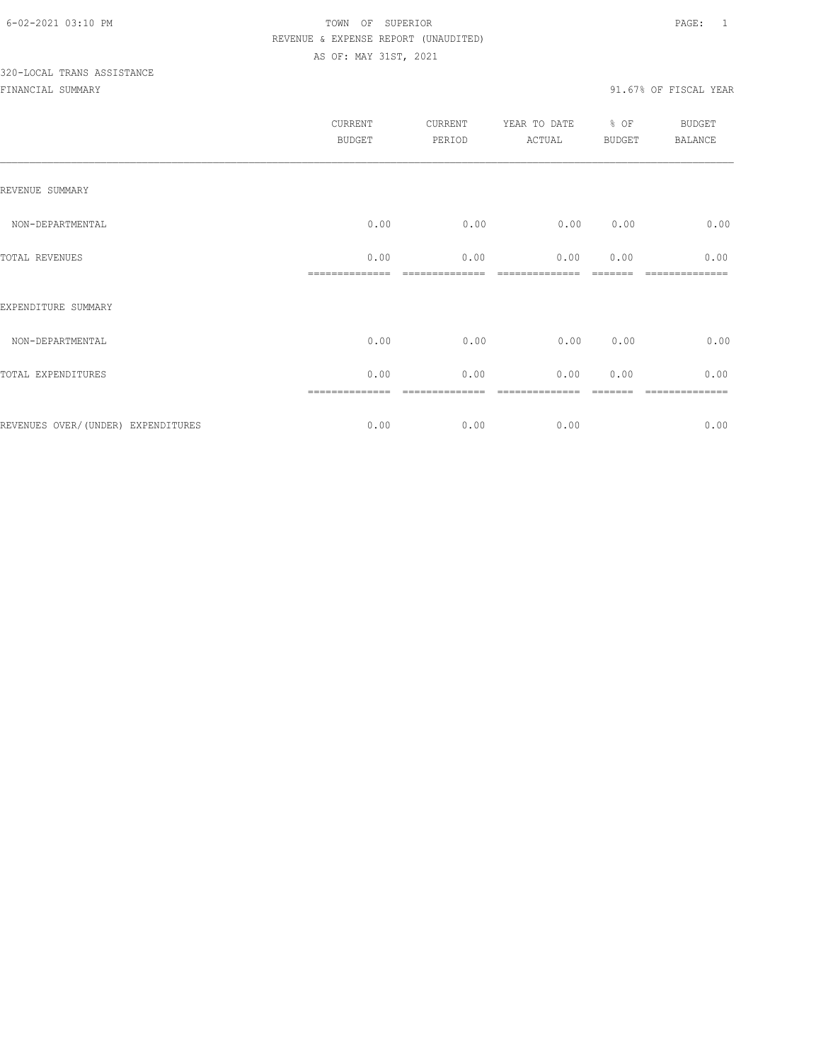6-02-2021 03:10 PM

TOWN OF SUPERIOR

REVENUE & EXPENSE REPORT (UNAUDITED)

AS OF: MAY 31ST, 2021

320-LOCAL TRANS ASSISTANCE

FINANCIAL SUMMARY

91.67% OF FISCAL YEAR

| | CURRENT BUDGET | CURRENT PERIOD | YEAR TO DATE ACTUAL | % OF BUDGET | BUDGET BALANCE |
|---|---|---|---|---|---|
| REVENUE SUMMARY | | | | | |
| NON-DEPARTMENTAL | 0.00 | 0.00 | 0.00 | 0.00 | 0.00 |
| TOTAL REVENUES | 0.00 | 0.00 | 0.00 | 0.00 | 0.00 |
| EXPENDITURE SUMMARY | | | | | |
| NON-DEPARTMENTAL | 0.00 | 0.00 | 0.00 | 0.00 | 0.00 |
| TOTAL EXPENDITURES | 0.00 | 0.00 | 0.00 | 0.00 | 0.00 |
| REVENUES OVER/(UNDER) EXPENDITURES | 0.00 | 0.00 | 0.00 | | 0.00 |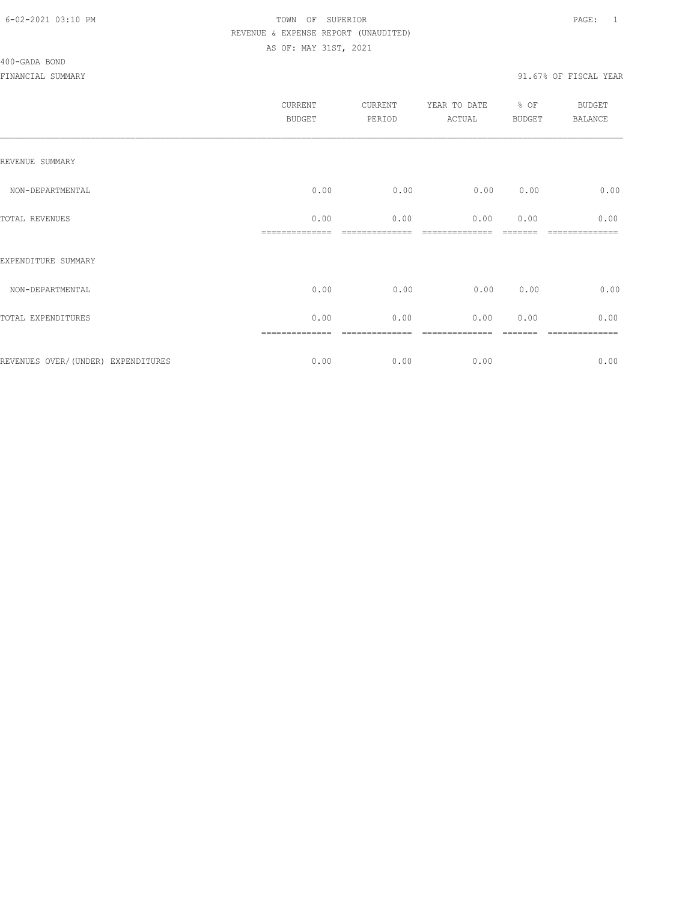6-02-2021 03:10 PM

TOWN OF SUPERIOR

REVENUE & EXPENSE REPORT (UNAUDITED)

AS OF: MAY 31ST, 2021

400-GADA BOND

FINANCIAL SUMMARY

91.67% OF FISCAL YEAR

| | CURRENT BUDGET | CURRENT PERIOD | YEAR TO DATE ACTUAL | % OF BUDGET | BUDGET BALANCE |
|---|---|---|---|---|---|
| REVENUE SUMMARY | | | | | |
| NON-DEPARTMENTAL | 0.00 | 0.00 | 0.00 | 0.00 | 0.00 |
| TOTAL REVENUES | 0.00 | 0.00 | 0.00 | 0.00 | 0.00 |
| EXPENDITURE SUMMARY | | | | | |
| NON-DEPARTMENTAL | 0.00 | 0.00 | 0.00 | 0.00 | 0.00 |
| TOTAL EXPENDITURES | 0.00 | 0.00 | 0.00 | 0.00 | 0.00 |
| REVENUES OVER/(UNDER) EXPENDITURES | 0.00 | 0.00 | 0.00 | | 0.00 |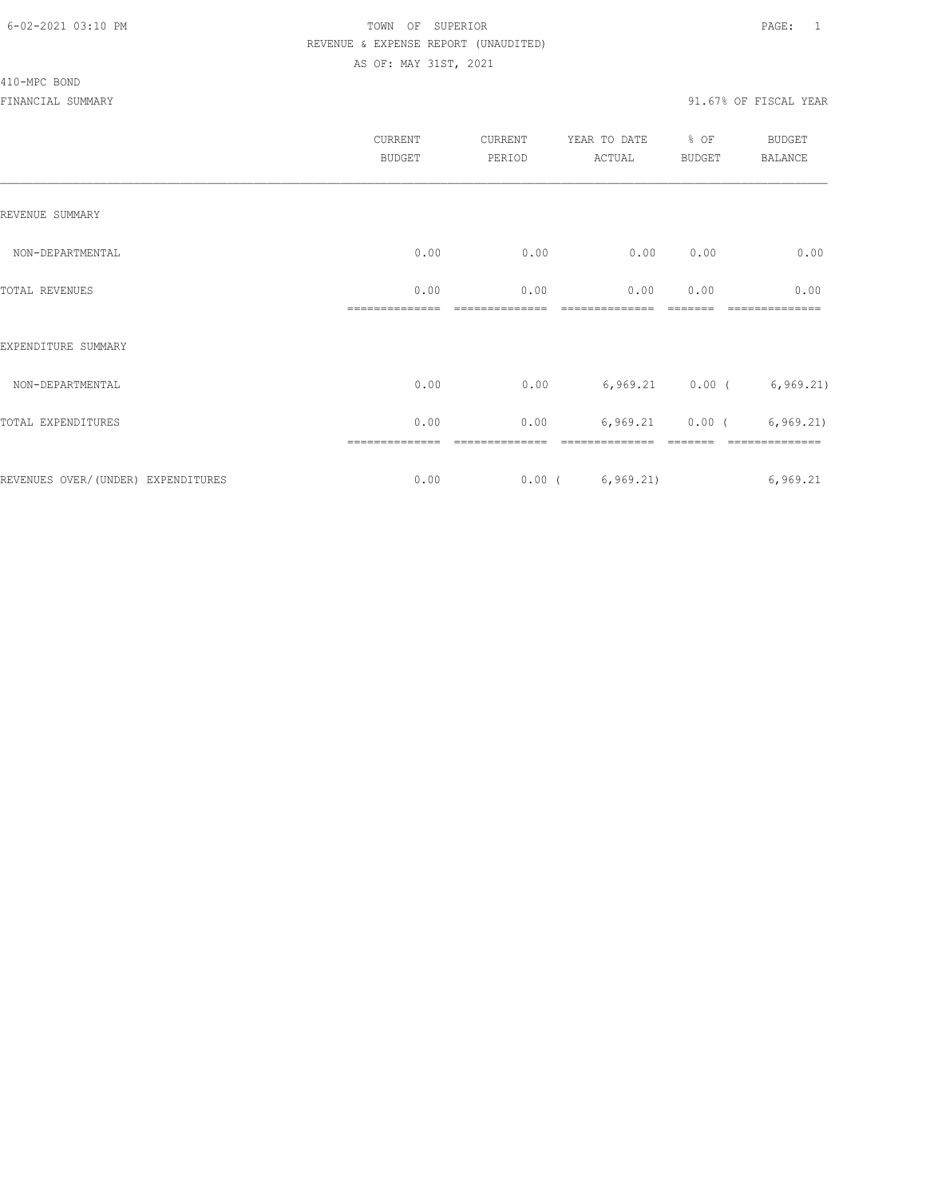TOWN OF SUPERIOR
REVENUE & EXPENSE REPORT (UNAUDITED)
AS OF: MAY 31ST, 2021

410-MPC BOND

FINANCIAL SUMMARY

91.67% OF FISCAL YEAR

| | CURRENT BUDGET | CURRENT PERIOD | YEAR TO DATE ACTUAL | % OF BUDGET | BUDGET BALANCE |
|---|---|---|---|---|---|
| REVENUE SUMMARY | | | | | |
| NON-DEPARTMENTAL | 0.00 | 0.00 | 0.00 | 0.00 | 0.00 |
| TOTAL REVENUES | 0.00 | 0.00 | 0.00 | 0.00 | 0.00 |
| EXPENDITURE SUMMARY | | | | | |
| NON-DEPARTMENTAL | 0.00 | 0.00 | 6,969.21 | 0.00 | ( 6,969.21) |
| TOTAL EXPENDITURES | 0.00 | 0.00 | 6,969.21 | 0.00 | ( 6,969.21) |
| REVENUES OVER/(UNDER) EXPENDITURES | 0.00 | 0.00 | ( 6,969.21) | | 6,969.21 |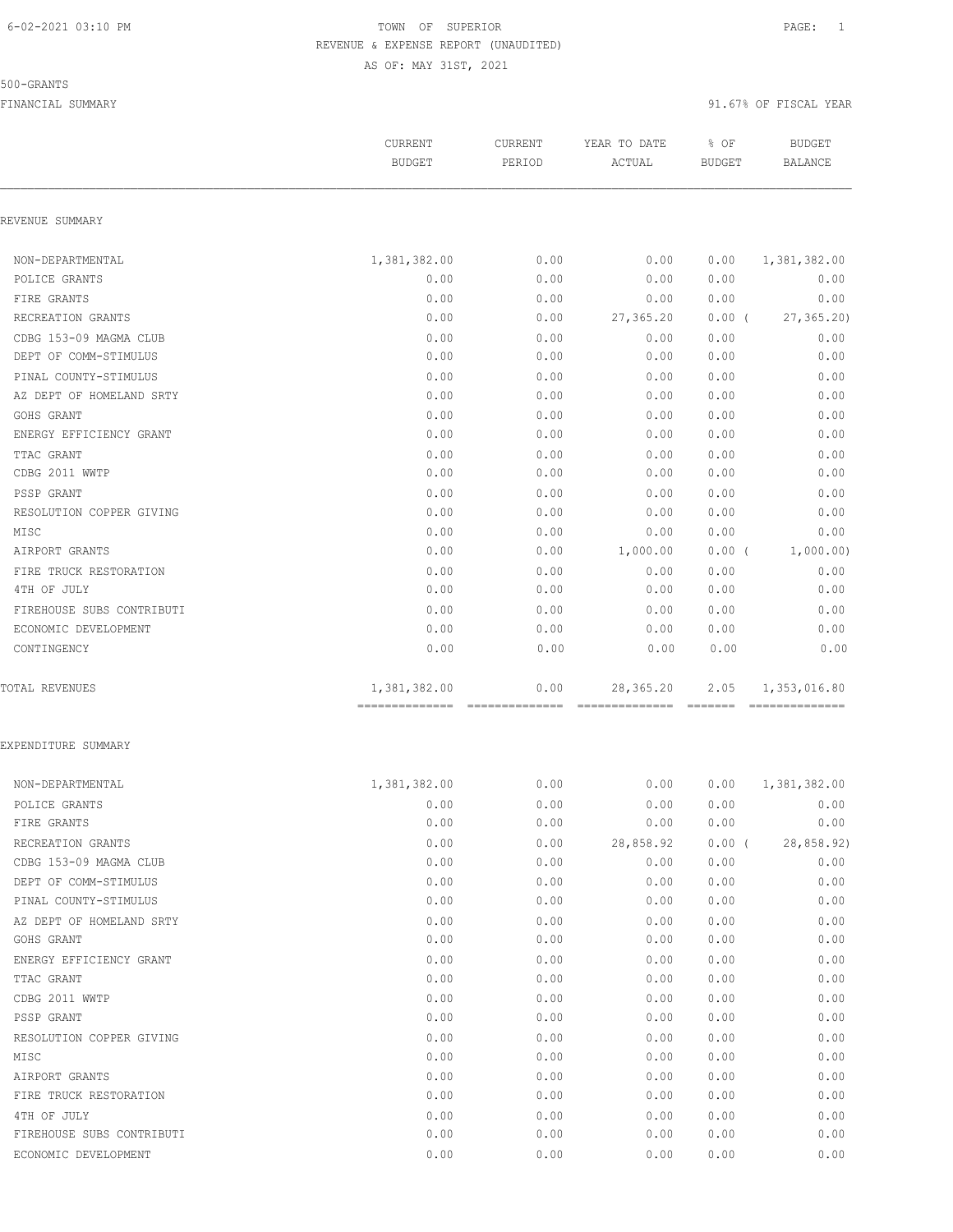6-02-2021 03:10 PM TOWN OF SUPERIOR

REVENUE & EXPENSE REPORT (UNAUDITED)

AS OF: MAY 31ST, 2021

500-GRANTS

FINANCIAL SUMMARY 91.67% OF FISCAL YEAR

| | CURRENT BUDGET | CURRENT PERIOD | YEAR TO DATE ACTUAL | % OF BUDGET | BUDGET BALANCE |
|---|---|---|---|---|---|
| **REVENUE SUMMARY** | | | | | |
| NON-DEPARTMENTAL | 1,381,382.00 | 0.00 | 0.00 | 0.00 | 1,381,382.00 |
| POLICE GRANTS | 0.00 | 0.00 | 0.00 | 0.00 | 0.00 |
| FIRE GRANTS | 0.00 | 0.00 | 0.00 | 0.00 | 0.00 |
| RECREATION GRANTS | 0.00 | 0.00 | 27,365.20 | 0.00 ( | 27,365.20) |
| CDBG 153-09 MAGMA CLUB | 0.00 | 0.00 | 0.00 | 0.00 | 0.00 |
| DEPT OF COMM-STIMULUS | 0.00 | 0.00 | 0.00 | 0.00 | 0.00 |
| PINAL COUNTY-STIMULUS | 0.00 | 0.00 | 0.00 | 0.00 | 0.00 |
| AZ DEPT OF HOMELAND SRTY | 0.00 | 0.00 | 0.00 | 0.00 | 0.00 |
| GOHS GRANT | 0.00 | 0.00 | 0.00 | 0.00 | 0.00 |
| ENERGY EFFICIENCY GRANT | 0.00 | 0.00 | 0.00 | 0.00 | 0.00 |
| TTAC GRANT | 0.00 | 0.00 | 0.00 | 0.00 | 0.00 |
| CDBG 2011 WWTP | 0.00 | 0.00 | 0.00 | 0.00 | 0.00 |
| PSSP GRANT | 0.00 | 0.00 | 0.00 | 0.00 | 0.00 |
| RESOLUTION COPPER GIVING | 0.00 | 0.00 | 0.00 | 0.00 | 0.00 |
| MISC | 0.00 | 0.00 | 0.00 | 0.00 | 0.00 |
| AIRPORT GRANTS | 0.00 | 0.00 | 1,000.00 | 0.00 ( | 1,000.00) |
| FIRE TRUCK RESTORATION | 0.00 | 0.00 | 0.00 | 0.00 | 0.00 |
| 4TH OF JULY | 0.00 | 0.00 | 0.00 | 0.00 | 0.00 |
| FIREHOUSE SUBS CONTRIBUTI | 0.00 | 0.00 | 0.00 | 0.00 | 0.00 |
| ECONOMIC DEVELOPMENT | 0.00 | 0.00 | 0.00 | 0.00 | 0.00 |
| CONTINGENCY | 0.00 | 0.00 | 0.00 | 0.00 | 0.00 |
| TOTAL REVENUES | 1,381,382.00 | 0.00 | 28,365.20 | 2.05 | 1,353,016.80 |
| **EXPENDITURE SUMMARY** | | | | | |
| NON-DEPARTMENTAL | 1,381,382.00 | 0.00 | 0.00 | 0.00 | 1,381,382.00 |
| POLICE GRANTS | 0.00 | 0.00 | 0.00 | 0.00 | 0.00 |
| FIRE GRANTS | 0.00 | 0.00 | 0.00 | 0.00 | 0.00 |
| RECREATION GRANTS | 0.00 | 0.00 | 28,858.92 | 0.00 ( | 28,858.92) |
| CDBG 153-09 MAGMA CLUB | 0.00 | 0.00 | 0.00 | 0.00 | 0.00 |
| DEPT OF COMM-STIMULUS | 0.00 | 0.00 | 0.00 | 0.00 | 0.00 |
| PINAL COUNTY-STIMULUS | 0.00 | 0.00 | 0.00 | 0.00 | 0.00 |
| AZ DEPT OF HOMELAND SRTY | 0.00 | 0.00 | 0.00 | 0.00 | 0.00 |
| GOHS GRANT | 0.00 | 0.00 | 0.00 | 0.00 | 0.00 |
| ENERGY EFFICIENCY GRANT | 0.00 | 0.00 | 0.00 | 0.00 | 0.00 |
| TTAC GRANT | 0.00 | 0.00 | 0.00 | 0.00 | 0.00 |
| CDBG 2011 WWTP | 0.00 | 0.00 | 0.00 | 0.00 | 0.00 |
| PSSP GRANT | 0.00 | 0.00 | 0.00 | 0.00 | 0.00 |
| RESOLUTION COPPER GIVING | 0.00 | 0.00 | 0.00 | 0.00 | 0.00 |
| MISC | 0.00 | 0.00 | 0.00 | 0.00 | 0.00 |
| AIRPORT GRANTS | 0.00 | 0.00 | 0.00 | 0.00 | 0.00 |
| FIRE TRUCK RESTORATION | 0.00 | 0.00 | 0.00 | 0.00 | 0.00 |
| 4TH OF JULY | 0.00 | 0.00 | 0.00 | 0.00 | 0.00 |
| FIREHOUSE SUBS CONTRIBUTI | 0.00 | 0.00 | 0.00 | 0.00 | 0.00 |
| ECONOMIC DEVELOPMENT | 0.00 | 0.00 | 0.00 | 0.00 | 0.00 |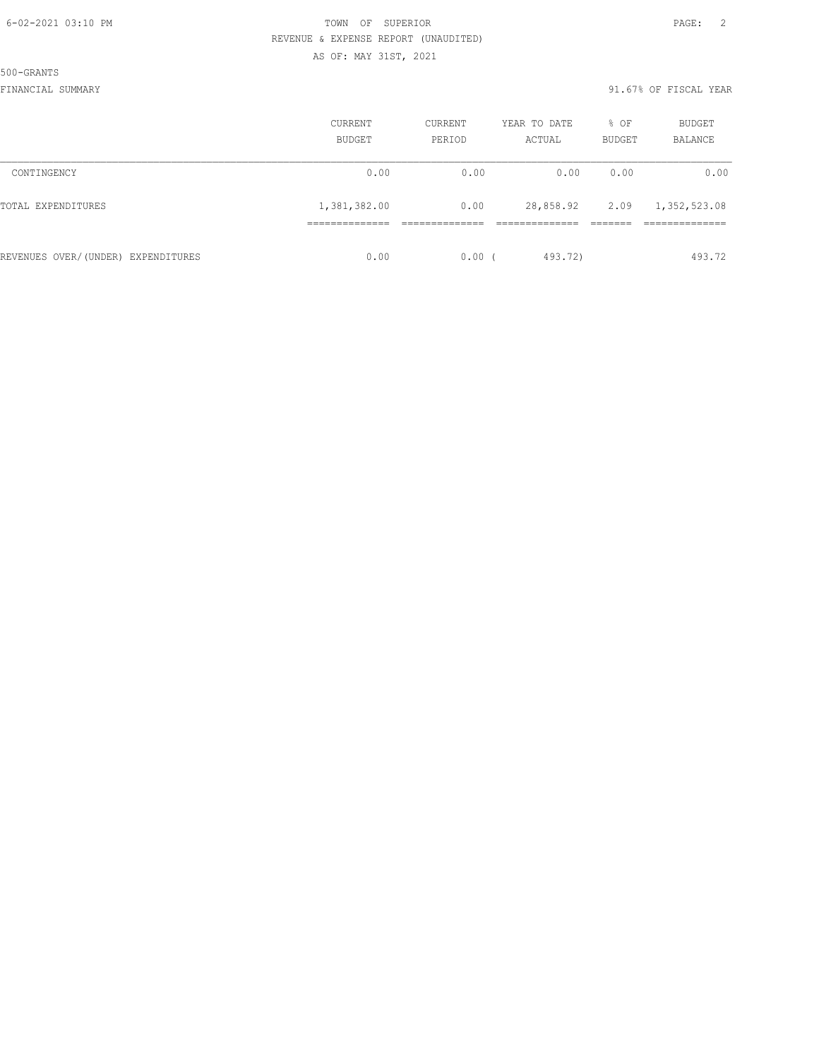TOWN OF SUPERIOR
REVENUE & EXPENSE REPORT (UNAUDITED)
AS OF: MAY 31ST, 2021

500-GRANTS

FINANCIAL SUMMARY

91.67% OF FISCAL YEAR

| | CURRENT BUDGET | CURRENT PERIOD | YEAR TO DATE ACTUAL | % OF BUDGET | BUDGET BALANCE |
|---|---|---|---|---|---|
| CONTINGENCY | 0.00 | 0.00 | 0.00 | 0.00 | 0.00 |
| TOTAL EXPENDITURES | 1,381,382.00 | 0.00 | 28,858.92 | 2.09 | 1,352,523.08 |
| REVENUES OVER/(UNDER) EXPENDITURES | 0.00 | 0.00 | ( 493.72) | | 493.72 |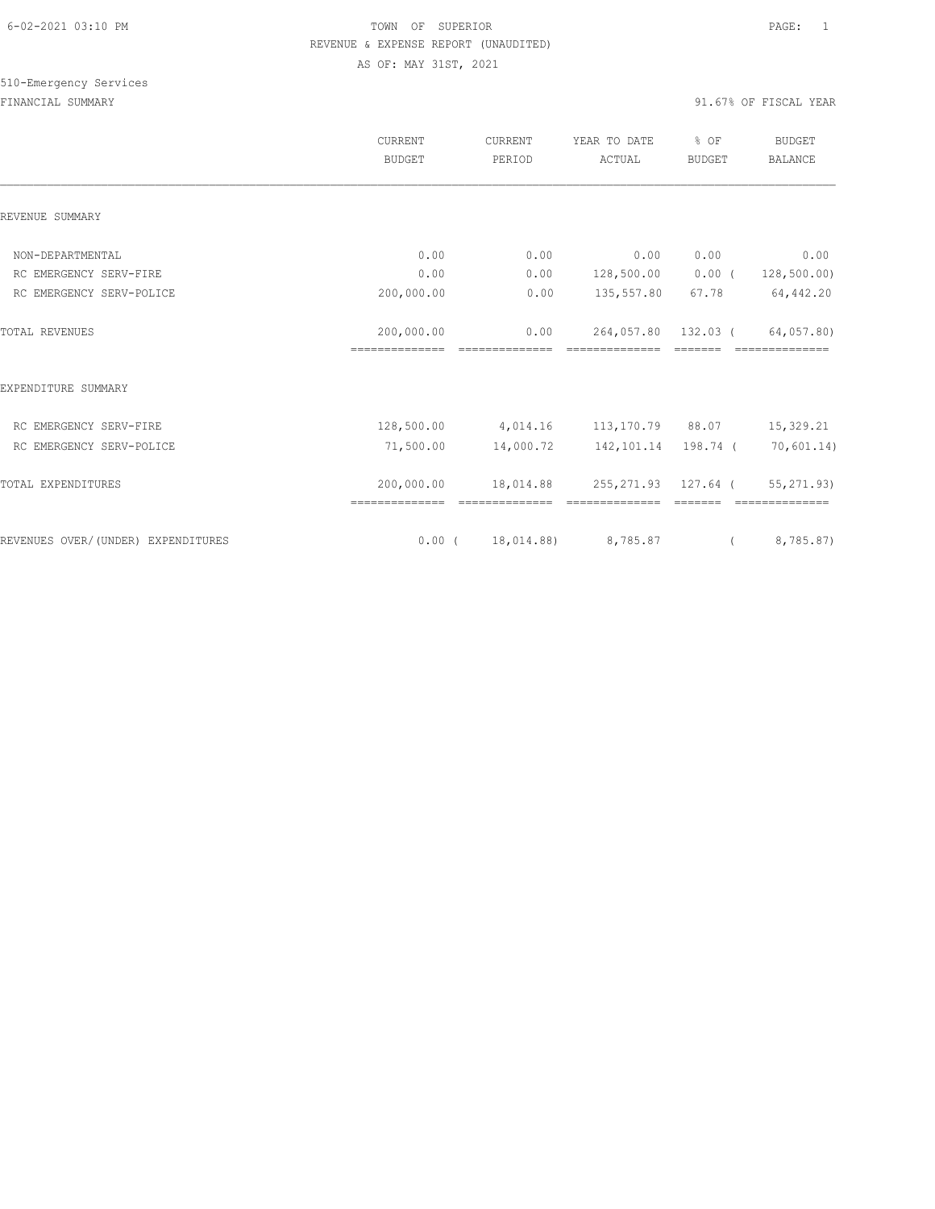6-02-2021 03:10 PM TOWN OF SUPERIOR

REVENUE & EXPENSE REPORT (UNAUDITED)

AS OF: MAY 31ST, 2021

510-Emergency Services

FINANCIAL SUMMARY 91.67% OF FISCAL YEAR

| | CURRENT BUDGET | CURRENT PERIOD | YEAR TO DATE ACTUAL | % OF BUDGET | BUDGET BALANCE |
|---|---|---|---|---|---|
| REVENUE SUMMARY | | | | | |
| NON-DEPARTMENTAL | 0.00 | 0.00 | 0.00 | 0.00 | 0.00 |
| RC EMERGENCY SERV-FIRE | 0.00 | 0.00 | 128,500.00 | 0.00 ( | 128,500.00) |
| RC EMERGENCY SERV-POLICE | 200,000.00 | 0.00 | 135,557.80 | 67.78 | 64,442.20 |
| TOTAL REVENUES | 200,000.00 | 0.00 | 264,057.80 | 132.03 ( | 64,057.80) |
| EXPENDITURE SUMMARY | | | | | |
| RC EMERGENCY SERV-FIRE | 128,500.00 | 4,014.16 | 113,170.79 | 88.07 | 15,329.21 |
| RC EMERGENCY SERV-POLICE | 71,500.00 | 14,000.72 | 142,101.14 | 198.74 ( | 70,601.14) |
| TOTAL EXPENDITURES | 200,000.00 | 18,014.88 | 255,271.93 | 127.64 ( | 55,271.93) |
| REVENUES OVER/(UNDER) EXPENDITURES | 0.00 ( | 18,014.88) | 8,785.87 | ( | 8,785.87) |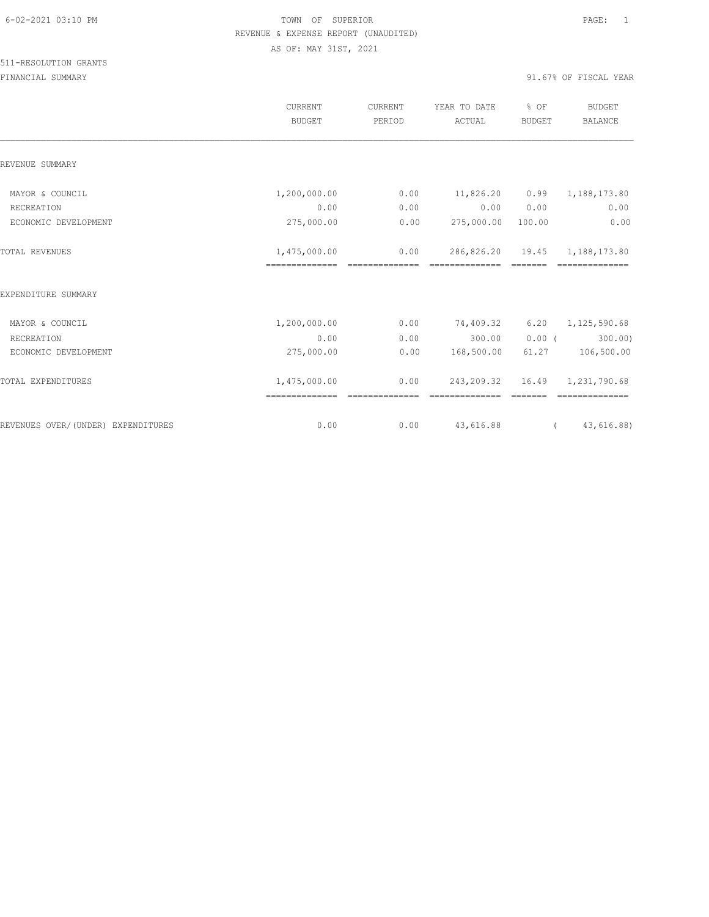TOWN OF SUPERIOR
REVENUE & EXPENSE REPORT (UNAUDITED)
AS OF: MAY 31ST, 2021

511-RESOLUTION GRANTS

FINANCIAL SUMMARY — 91.67% OF FISCAL YEAR

| | CURRENT BUDGET | CURRENT PERIOD | YEAR TO DATE ACTUAL | % OF BUDGET | BUDGET BALANCE |
|---|---|---|---|---|---|
| **REVENUE SUMMARY** | | | | | |
| MAYOR & COUNCIL | 1,200,000.00 | 0.00 | 11,826.20 | 0.99 | 1,188,173.80 |
| RECREATION | 0.00 | 0.00 | 0.00 | 0.00 | 0.00 |
| ECONOMIC DEVELOPMENT | 275,000.00 | 0.00 | 275,000.00 | 100.00 | 0.00 |
| TOTAL REVENUES | 1,475,000.00 | 0.00 | 286,826.20 | 19.45 | 1,188,173.80 |
| **EXPENDITURE SUMMARY** | | | | | |
| MAYOR & COUNCIL | 1,200,000.00 | 0.00 | 74,409.32 | 6.20 | 1,125,590.68 |
| RECREATION | 0.00 | 0.00 | 300.00 | 0.00 | (300.00) |
| ECONOMIC DEVELOPMENT | 275,000.00 | 0.00 | 168,500.00 | 61.27 | 106,500.00 |
| TOTAL EXPENDITURES | 1,475,000.00 | 0.00 | 243,209.32 | 16.49 | 1,231,790.68 |
| REVENUES OVER/(UNDER) EXPENDITURES | 0.00 | 0.00 | 43,616.88 | | (43,616.88) |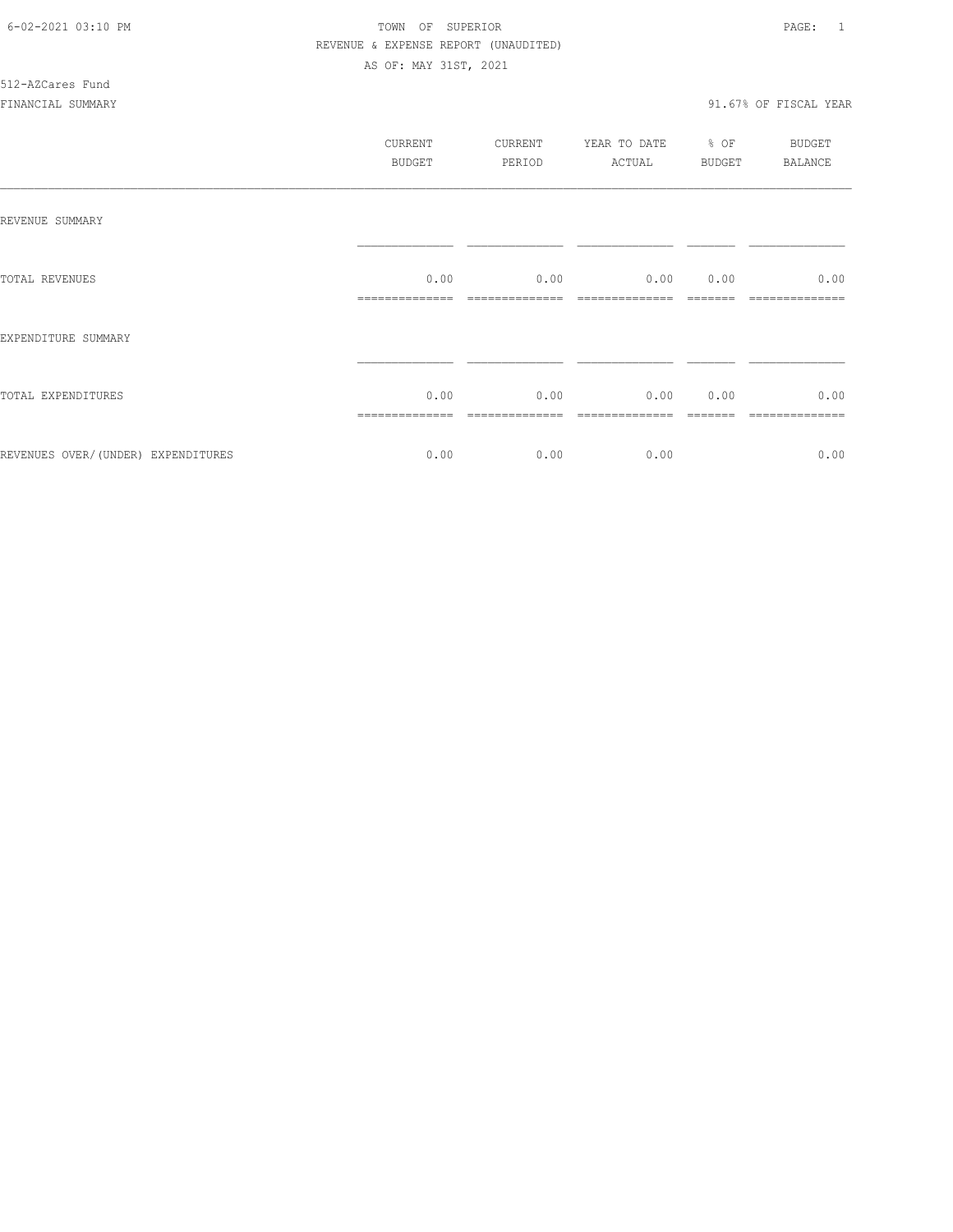6-02-2021 03:10 PM TOWN OF SUPERIOR

REVENUE & EXPENSE REPORT (UNAUDITED)

AS OF: MAY 31ST, 2021

512-AZCares Fund

FINANCIAL SUMMARY 91.67% OF FISCAL YEAR

| | CURRENT BUDGET | CURRENT PERIOD | YEAR TO DATE ACTUAL | % OF BUDGET | BUDGET BALANCE |
|---|---|---|---|---|---|
| REVENUE SUMMARY | | | | | |
| TOTAL REVENUES | 0.00 | 0.00 | 0.00 | 0.00 | 0.00 |
| EXPENDITURE SUMMARY | | | | | |
| TOTAL EXPENDITURES | 0.00 | 0.00 | 0.00 | 0.00 | 0.00 |
| REVENUES OVER/(UNDER) EXPENDITURES | 0.00 | 0.00 | 0.00 | | 0.00 |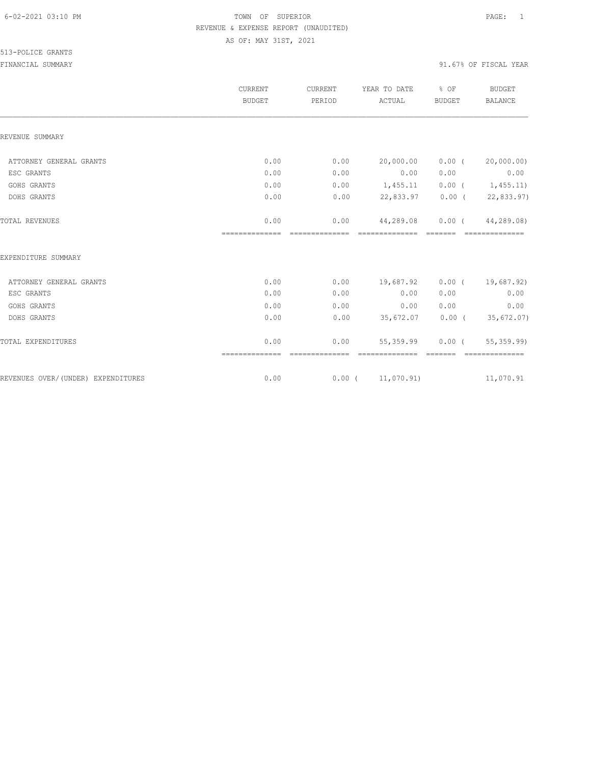6-02-2021 03:10 PM

TOWN OF SUPERIOR

REVENUE & EXPENSE REPORT (UNAUDITED)

AS OF: MAY 31ST, 2021

513-POLICE GRANTS

FINANCIAL SUMMARY — 91.67% OF FISCAL YEAR

| | CURRENT BUDGET | CURRENT PERIOD | YEAR TO DATE ACTUAL | % OF BUDGET | BUDGET BALANCE |
|---|---|---|---|---|---|
| REVENUE SUMMARY | | | | | |
| ATTORNEY GENERAL GRANTS | 0.00 | 0.00 | 20,000.00 | 0.00 ( | 20,000.00) |
| ESC GRANTS | 0.00 | 0.00 | 0.00 | 0.00 | 0.00 |
| GOHS GRANTS | 0.00 | 0.00 | 1,455.11 | 0.00 ( | 1,455.11) |
| DOHS GRANTS | 0.00 | 0.00 | 22,833.97 | 0.00 ( | 22,833.97) |
| TOTAL REVENUES | 0.00 | 0.00 | 44,289.08 | 0.00 ( | 44,289.08) |
| EXPENDITURE SUMMARY | | | | | |
| ATTORNEY GENERAL GRANTS | 0.00 | 0.00 | 19,687.92 | 0.00 ( | 19,687.92) |
| ESC GRANTS | 0.00 | 0.00 | 0.00 | 0.00 | 0.00 |
| GOHS GRANTS | 0.00 | 0.00 | 0.00 | 0.00 | 0.00 |
| DOHS GRANTS | 0.00 | 0.00 | 35,672.07 | 0.00 ( | 35,672.07) |
| TOTAL EXPENDITURES | 0.00 | 0.00 | 55,359.99 | 0.00 ( | 55,359.99) |
| REVENUES OVER/(UNDER) EXPENDITURES | 0.00 | 0.00 ( | 11,070.91) | | 11,070.91 |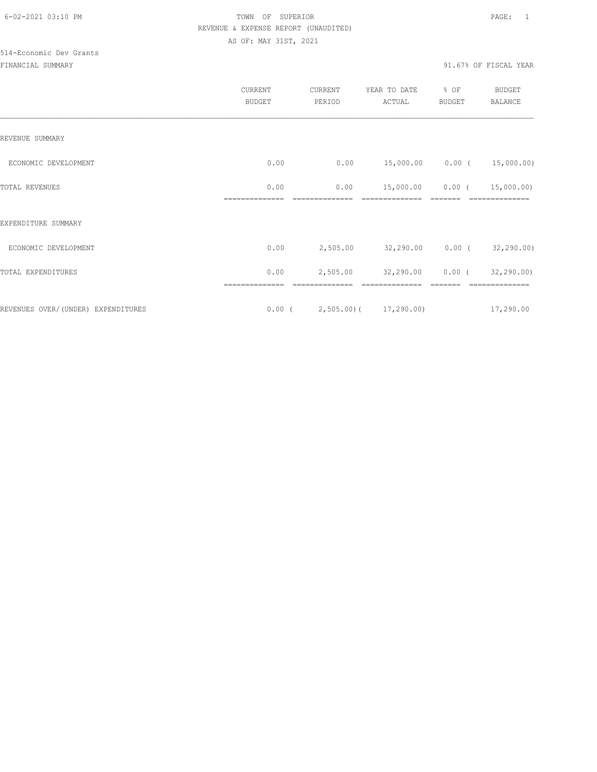TOWN OF SUPERIOR
REVENUE & EXPENSE REPORT (UNAUDITED)
AS OF: MAY 31ST, 2021

514-Economic Dev Grants

FINANCIAL SUMMARY — 91.67% OF FISCAL YEAR

| | CURRENT BUDGET | CURRENT PERIOD | YEAR TO DATE ACTUAL | % OF BUDGET | BUDGET BALANCE |
|---|---|---|---|---|---|
| REVENUE SUMMARY | | | | | |
| ECONOMIC DEVELOPMENT | 0.00 | 0.00 | 15,000.00 | 0.00 | ( 15,000.00) |
| TOTAL REVENUES | 0.00 | 0.00 | 15,000.00 | 0.00 | ( 15,000.00) |
| EXPENDITURE SUMMARY | | | | | |
| ECONOMIC DEVELOPMENT | 0.00 | 2,505.00 | 32,290.00 | 0.00 | ( 32,290.00) |
| TOTAL EXPENDITURES | 0.00 | 2,505.00 | 32,290.00 | 0.00 | ( 32,290.00) |
| REVENUES OVER/(UNDER) EXPENDITURES | 0.00 | ( 2,505.00) | ( 17,290.00) | | 17,290.00 |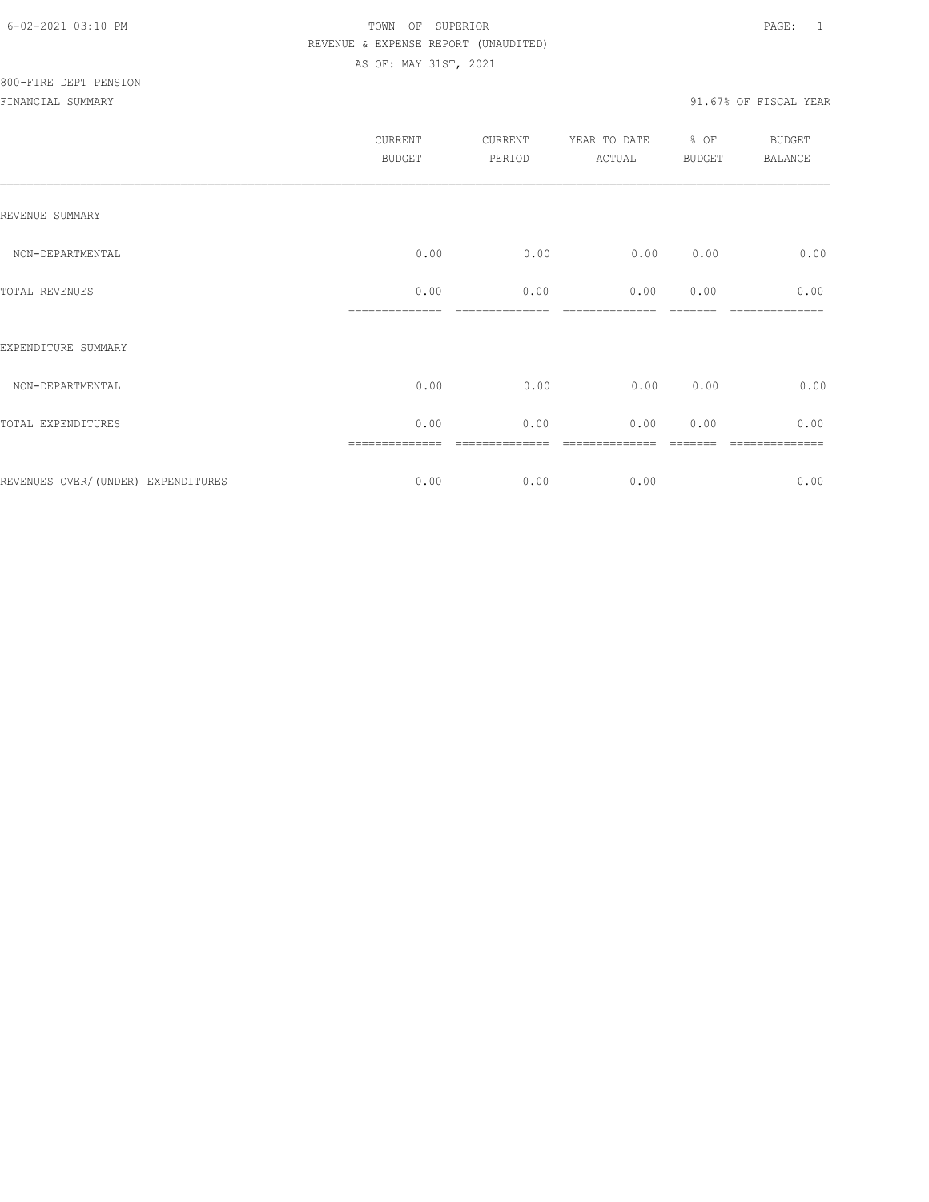6-02-2021 03:10 PM

TOWN OF SUPERIOR

REVENUE & EXPENSE REPORT (UNAUDITED)

AS OF: MAY 31ST, 2021

800-FIRE DEPT PENSION

FINANCIAL SUMMARY

91.67% OF FISCAL YEAR

| | CURRENT BUDGET | CURRENT PERIOD | YEAR TO DATE ACTUAL | % OF BUDGET | BUDGET BALANCE |
|---|---|---|---|---|---|
| REVENUE SUMMARY | | | | | |
| NON-DEPARTMENTAL | 0.00 | 0.00 | 0.00 | 0.00 | 0.00 |
| TOTAL REVENUES | 0.00 | 0.00 | 0.00 | 0.00 | 0.00 |
| EXPENDITURE SUMMARY | | | | | |
| NON-DEPARTMENTAL | 0.00 | 0.00 | 0.00 | 0.00 | 0.00 |
| TOTAL EXPENDITURES | 0.00 | 0.00 | 0.00 | 0.00 | 0.00 |
| REVENUES OVER/(UNDER) EXPENDITURES | 0.00 | 0.00 | 0.00 | | 0.00 |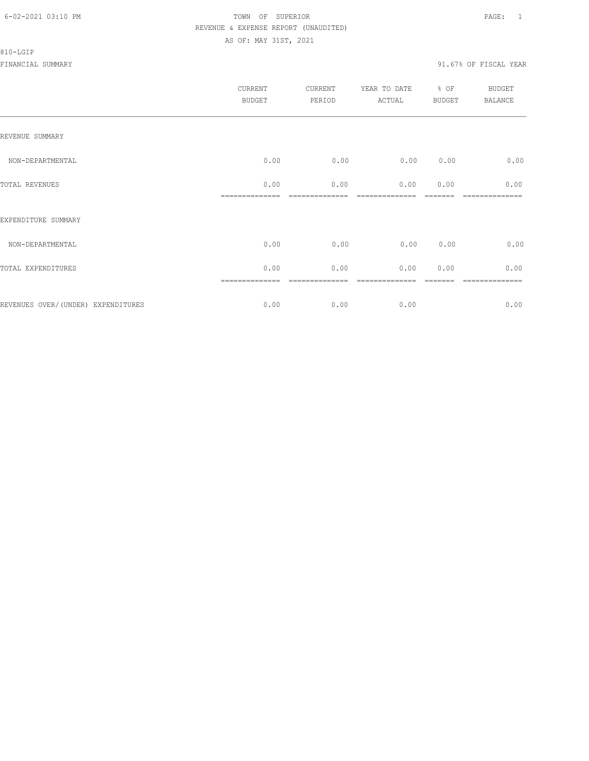TOWN OF SUPERIOR

REVENUE & EXPENSE REPORT (UNAUDITED)

AS OF: MAY 31ST, 2021

810-LGIP

FINANCIAL SUMMARY

91.67% OF FISCAL YEAR

| | CURRENT BUDGET | CURRENT PERIOD | YEAR TO DATE ACTUAL | % OF BUDGET | BUDGET BALANCE |
|---|---|---|---|---|---|
| REVENUE SUMMARY | | | | | |
| NON-DEPARTMENTAL | 0.00 | 0.00 | 0.00 | 0.00 | 0.00 |
| TOTAL REVENUES | 0.00 | 0.00 | 0.00 | 0.00 | 0.00 |
| EXPENDITURE SUMMARY | | | | | |
| NON-DEPARTMENTAL | 0.00 | 0.00 | 0.00 | 0.00 | 0.00 |
| TOTAL EXPENDITURES | 0.00 | 0.00 | 0.00 | 0.00 | 0.00 |
| REVENUES OVER/(UNDER) EXPENDITURES | 0.00 | 0.00 | 0.00 | | 0.00 |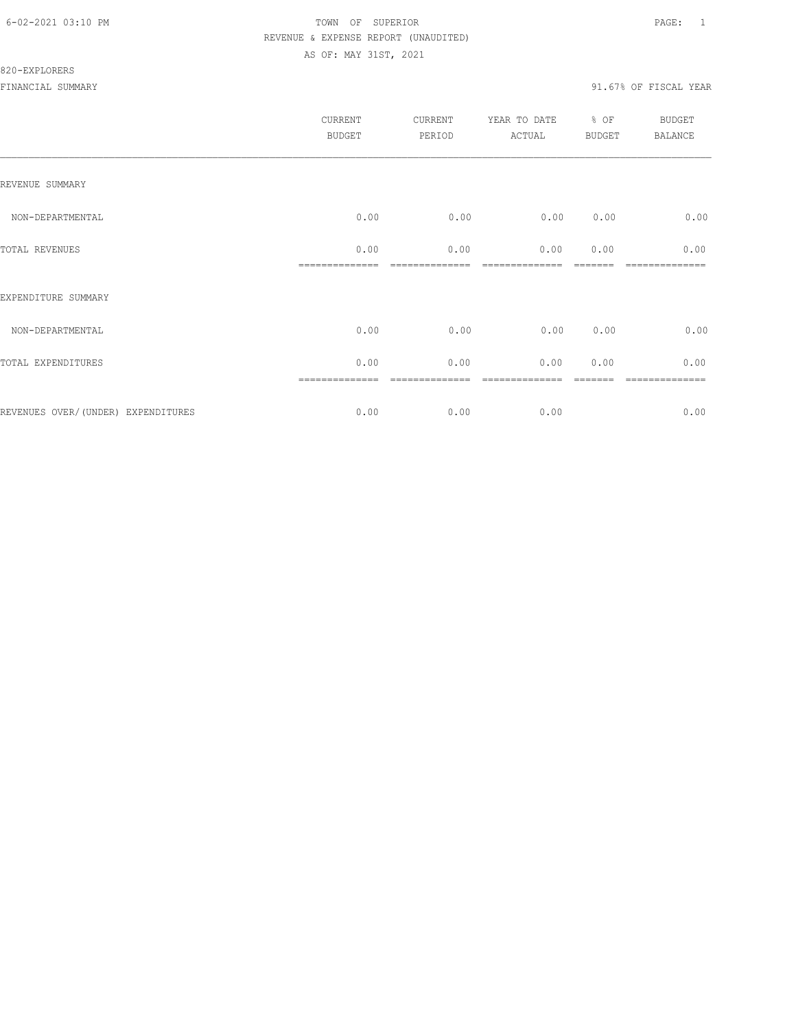TOWN OF SUPERIOR

REVENUE & EXPENSE REPORT (UNAUDITED)

AS OF: MAY 31ST, 2021

820-EXPLORERS

FINANCIAL SUMMARY — 91.67% OF FISCAL YEAR

| | CURRENT BUDGET | CURRENT PERIOD | YEAR TO DATE ACTUAL | % OF BUDGET | BUDGET BALANCE |
|---|---|---|---|---|---|
| REVENUE SUMMARY | | | | | |
| NON-DEPARTMENTAL | 0.00 | 0.00 | 0.00 | 0.00 | 0.00 |
| TOTAL REVENUES | 0.00 | 0.00 | 0.00 | 0.00 | 0.00 |
| EXPENDITURE SUMMARY | | | | | |
| NON-DEPARTMENTAL | 0.00 | 0.00 | 0.00 | 0.00 | 0.00 |
| TOTAL EXPENDITURES | 0.00 | 0.00 | 0.00 | 0.00 | 0.00 |
| REVENUES OVER/(UNDER) EXPENDITURES | 0.00 | 0.00 | 0.00 | | 0.00 |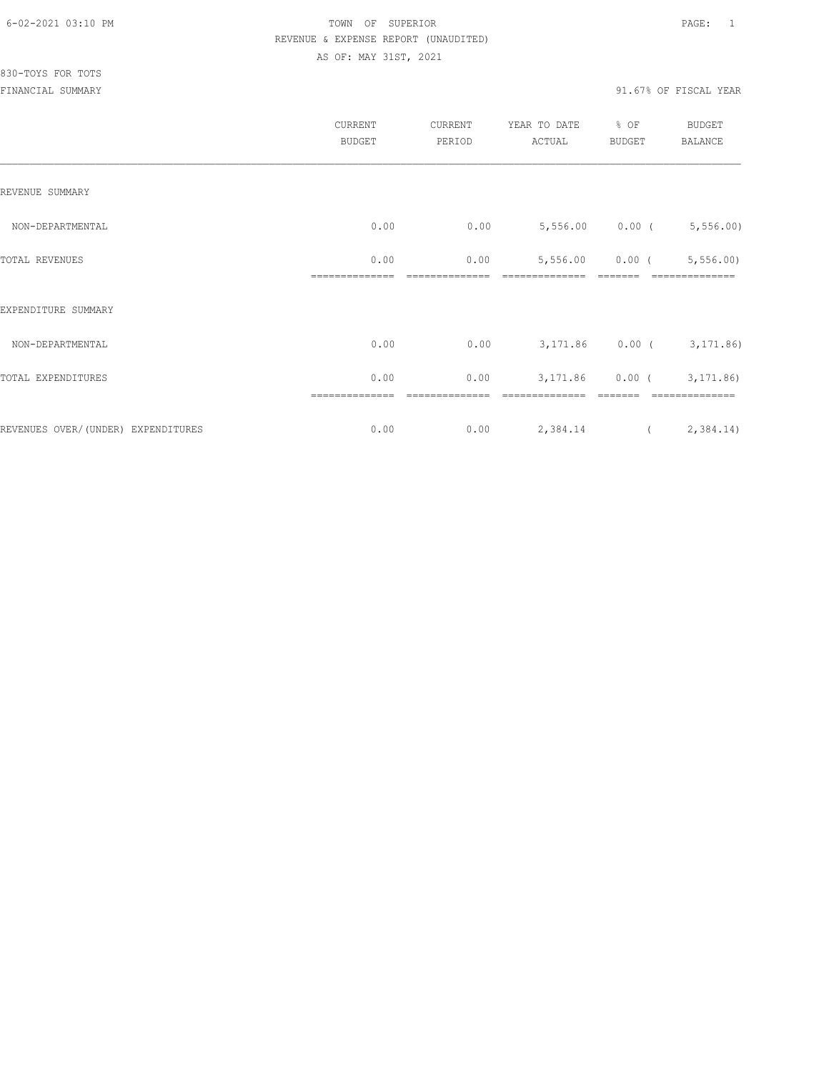6-02-2021 03:10 PM TOWN OF SUPERIOR PAGE: 1

REVENUE & EXPENSE REPORT (UNAUDITED)

AS OF: MAY 31ST, 2021

830-TOYS FOR TOTS

FINANCIAL SUMMARY 91.67% OF FISCAL YEAR

| | CURRENT BUDGET | CURRENT PERIOD | YEAR TO DATE ACTUAL | % OF BUDGET | BUDGET BALANCE |
|---|---|---|---|---|---|
| REVENUE SUMMARY | | | | | |
| NON-DEPARTMENTAL | 0.00 | 0.00 | 5,556.00 | 0.00 | ( 5,556.00) |
| TOTAL REVENUES | 0.00 | 0.00 | 5,556.00 | 0.00 | ( 5,556.00) |
| EXPENDITURE SUMMARY | | | | | |
| NON-DEPARTMENTAL | 0.00 | 0.00 | 3,171.86 | 0.00 | ( 3,171.86) |
| TOTAL EXPENDITURES | 0.00 | 0.00 | 3,171.86 | 0.00 | ( 3,171.86) |
| REVENUES OVER/(UNDER) EXPENDITURES | 0.00 | 0.00 | 2,384.14 | | ( 2,384.14) |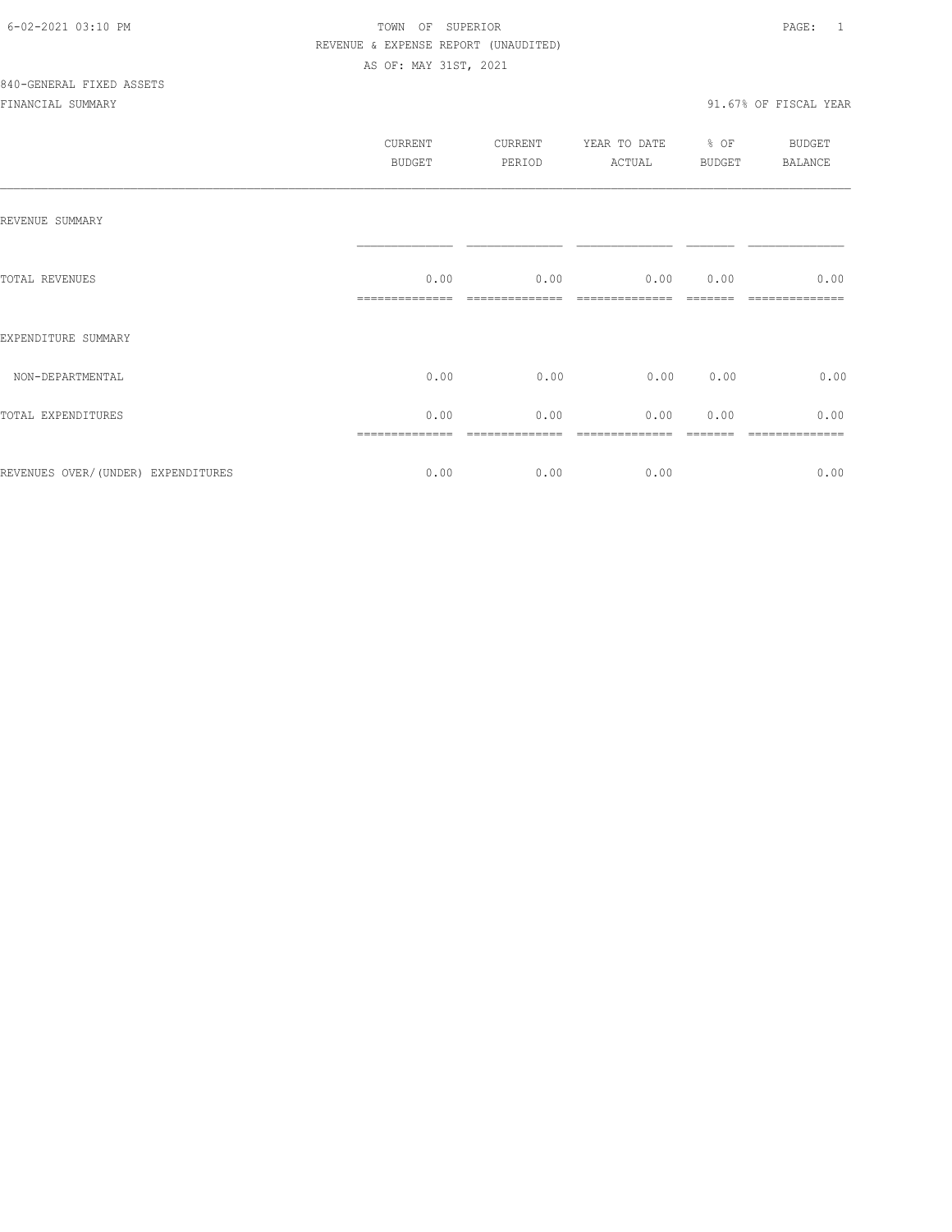6-02-2021 03:10 PM TOWN OF SUPERIOR

REVENUE & EXPENSE REPORT (UNAUDITED)

AS OF: MAY 31ST, 2021

840-GENERAL FIXED ASSETS

FINANCIAL SUMMARY 91.67% OF FISCAL YEAR

| | CURRENT BUDGET | CURRENT PERIOD | YEAR TO DATE ACTUAL | % OF BUDGET | BUDGET BALANCE |
|---|---|---|---|---|---|
| REVENUE SUMMARY | | | | | |
| TOTAL REVENUES | 0.00 | 0.00 | 0.00 | 0.00 | 0.00 |
| EXPENDITURE SUMMARY | | | | | |
| NON-DEPARTMENTAL | 0.00 | 0.00 | 0.00 | 0.00 | 0.00 |
| TOTAL EXPENDITURES | 0.00 | 0.00 | 0.00 | 0.00 | 0.00 |
| REVENUES OVER/(UNDER) EXPENDITURES | 0.00 | 0.00 | 0.00 | | 0.00 |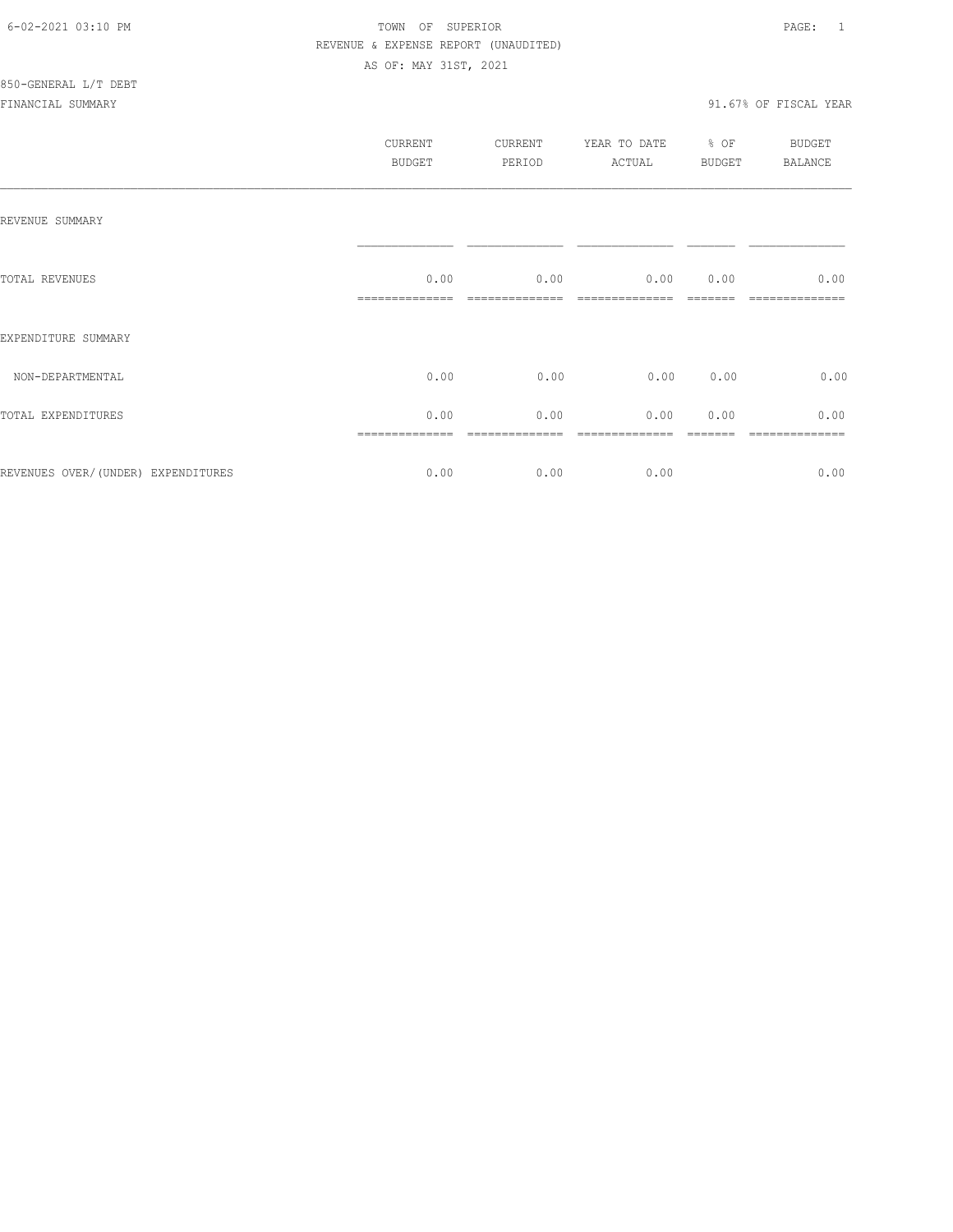TOWN OF SUPERIOR

REVENUE & EXPENSE REPORT (UNAUDITED)

AS OF: MAY 31ST, 2021

850-GENERAL L/T DEBT

FINANCIAL SUMMARY

91.67% OF FISCAL YEAR

| | CURRENT BUDGET | CURRENT PERIOD | YEAR TO DATE ACTUAL | % OF BUDGET | BUDGET BALANCE |
|---|---|---|---|---|---|
| REVENUE SUMMARY | | | | | |
| TOTAL REVENUES | 0.00 | 0.00 | 0.00 | 0.00 | 0.00 |
| EXPENDITURE SUMMARY | | | | | |
| NON-DEPARTMENTAL | 0.00 | 0.00 | 0.00 | 0.00 | 0.00 |
| TOTAL EXPENDITURES | 0.00 | 0.00 | 0.00 | 0.00 | 0.00 |
| REVENUES OVER/(UNDER) EXPENDITURES | 0.00 | 0.00 | 0.00 | | 0.00 |